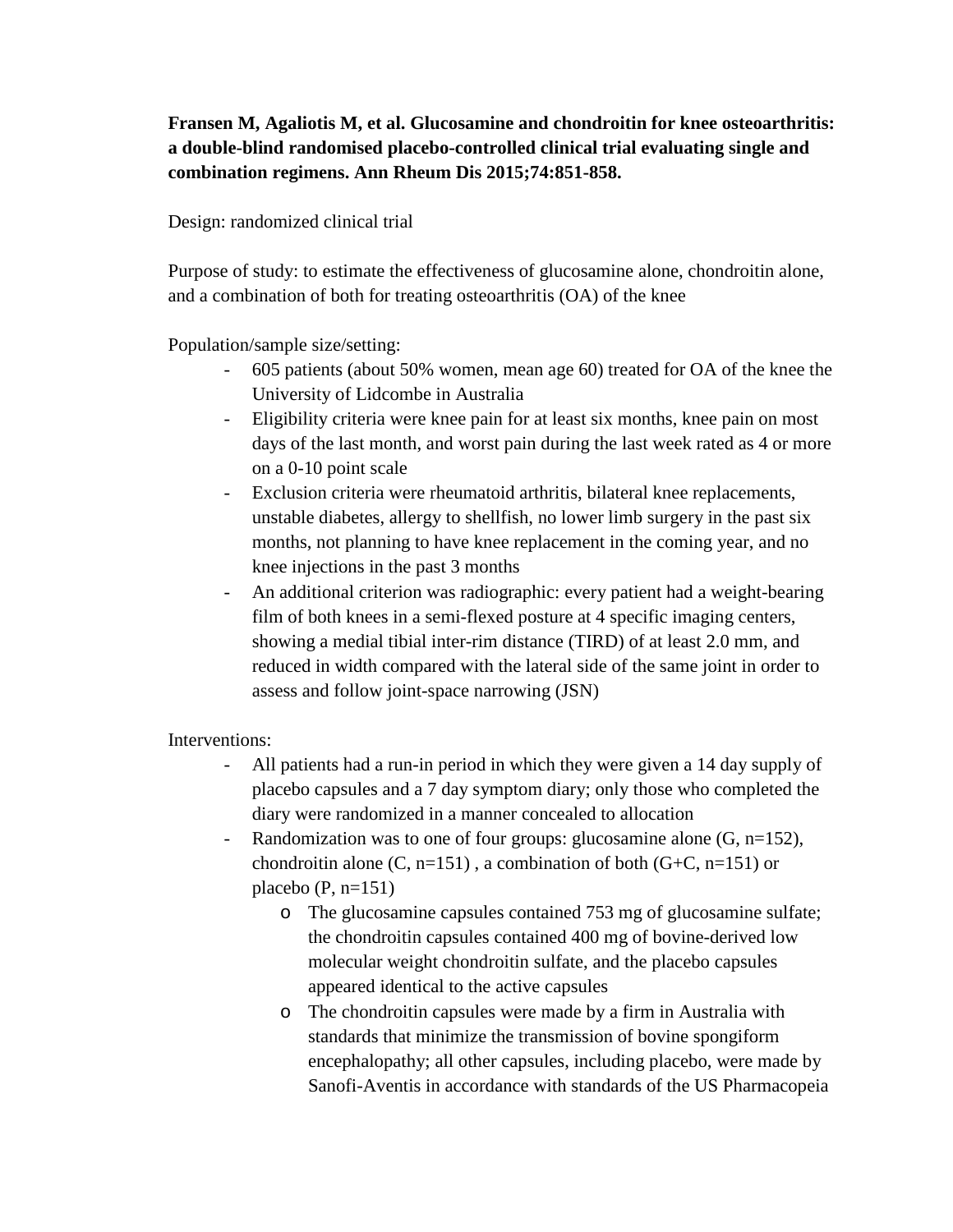**Fransen M, Agaliotis M, et al. Glucosamine and chondroitin for knee osteoarthritis: a double-blind randomised placebo-controlled clinical trial evaluating single and combination regimens. Ann Rheum Dis 2015;74:851-858.**

Design: randomized clinical trial

Purpose of study: to estimate the effectiveness of glucosamine alone, chondroitin alone, and a combination of both for treating osteoarthritis (OA) of the knee

Population/sample size/setting:

- 605 patients (about 50% women, mean age 60) treated for OA of the knee the University of Lidcombe in Australia
- Eligibility criteria were knee pain for at least six months, knee pain on most days of the last month, and worst pain during the last week rated as 4 or more on a 0-10 point scale
- Exclusion criteria were rheumatoid arthritis, bilateral knee replacements, unstable diabetes, allergy to shellfish, no lower limb surgery in the past six months, not planning to have knee replacement in the coming year, and no knee injections in the past 3 months
- An additional criterion was radiographic: every patient had a weight-bearing film of both knees in a semi-flexed posture at 4 specific imaging centers, showing a medial tibial inter-rim distance (TIRD) of at least 2.0 mm, and reduced in width compared with the lateral side of the same joint in order to assess and follow joint-space narrowing (JSN)

Interventions:

- All patients had a run-in period in which they were given a 14 day supply of placebo capsules and a 7 day symptom diary; only those who completed the diary were randomized in a manner concealed to allocation
- Randomization was to one of four groups: glucosamine alone (G, n=152), chondroitin alone (C, n=151) , a combination of both (G+C, n=151) or placebo (P, n=151)
    - The glucosamine capsules contained 753 mg of glucosamine sulfate; the chondroitin capsules contained 400 mg of bovine-derived low molecular weight chondroitin sulfate, and the placebo capsules appeared identical to the active capsules
    - The chondroitin capsules were made by a firm in Australia with standards that minimize the transmission of bovine spongiform encephalopathy; all other capsules, including placebo, were made by Sanofi-Aventis in accordance with standards of the US Pharmacopeia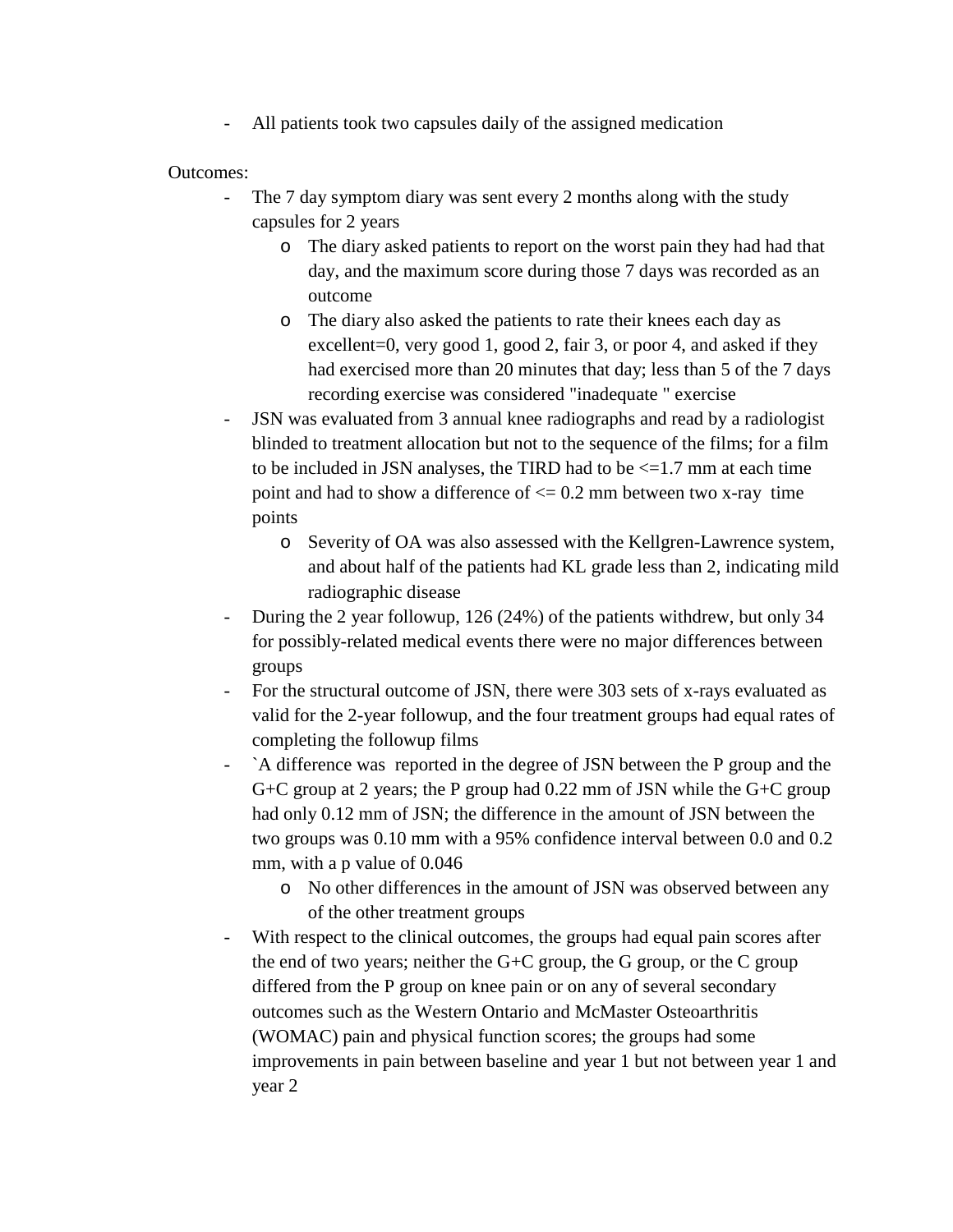- All patients took two capsules daily of the assigned medication

Outcomes:

- The 7 day symptom diary was sent every 2 months along with the study capsules for 2 years
    - The diary asked patients to report on the worst pain they had had that day, and the maximum score during those 7 days was recorded as an outcome
    - The diary also asked the patients to rate their knees each day as excellent=0, very good 1, good 2, fair 3, or poor 4, and asked if they had exercised more than 20 minutes that day; less than 5 of the 7 days recording exercise was considered "inadequate " exercise
- JSN was evaluated from 3 annual knee radiographs and read by a radiologist blinded to treatment allocation but not to the sequence of the films; for a film to be included in JSN analyses, the TIRD had to be <=1.7 mm at each time point and had to show a difference of <= 0.2 mm between two x-ray time points
    - Severity of OA was also assessed with the Kellgren-Lawrence system, and about half of the patients had KL grade less than 2, indicating mild radiographic disease
- During the 2 year followup, 126 (24%) of the patients withdrew, but only 34 for possibly-related medical events there were no major differences between groups
- For the structural outcome of JSN, there were 303 sets of x-rays evaluated as valid for the 2-year followup, and the four treatment groups had equal rates of completing the followup films
- `A difference was reported in the degree of JSN between the P group and the G+C group at 2 years; the P group had 0.22 mm of JSN while the G+C group had only 0.12 mm of JSN; the difference in the amount of JSN between the two groups was 0.10 mm with a 95% confidence interval between 0.0 and 0.2 mm, with a p value of 0.046
    - No other differences in the amount of JSN was observed between any of the other treatment groups
- With respect to the clinical outcomes, the groups had equal pain scores after the end of two years; neither the G+C group, the G group, or the C group differed from the P group on knee pain or on any of several secondary outcomes such as the Western Ontario and McMaster Osteoarthritis (WOMAC) pain and physical function scores; the groups had some improvements in pain between baseline and year 1 but not between year 1 and year 2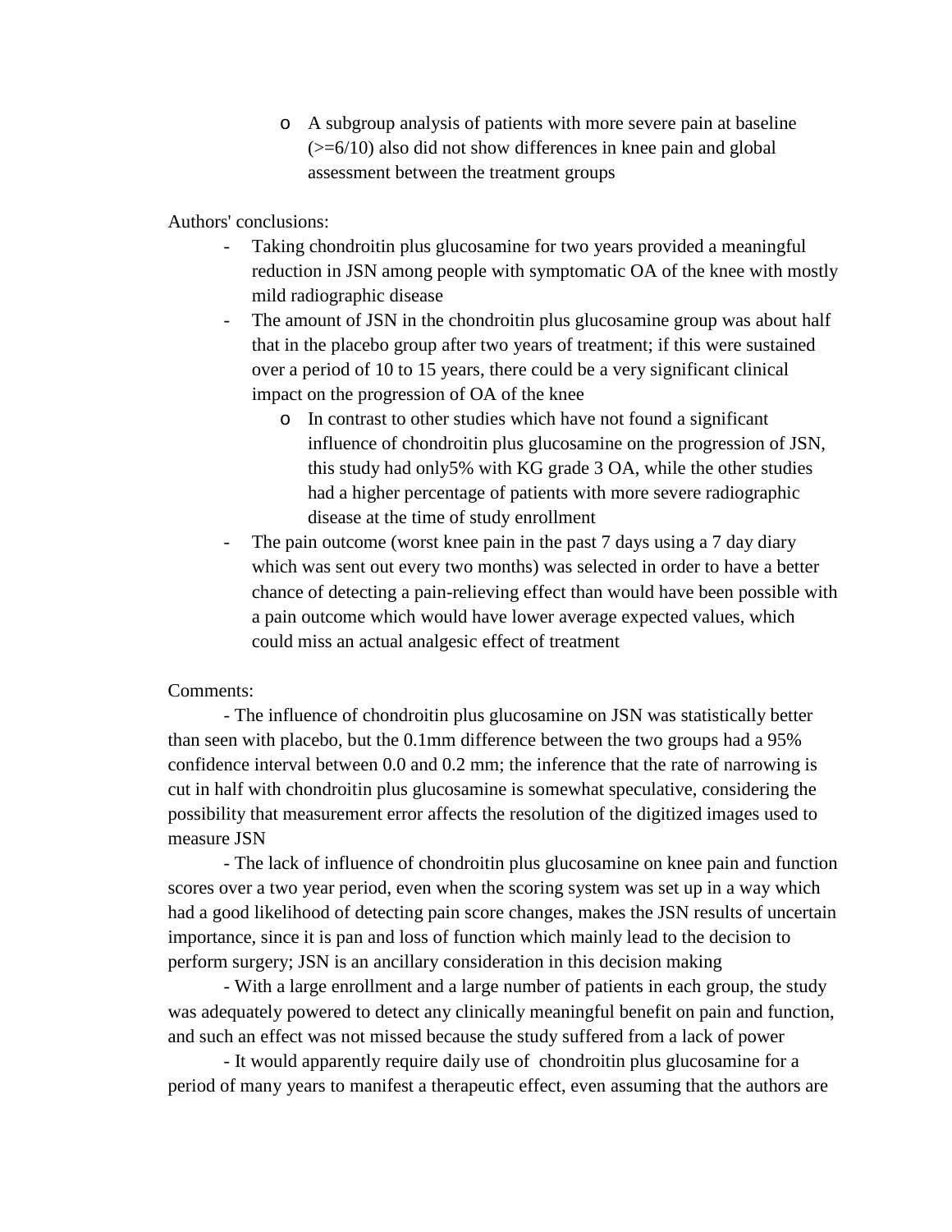- A subgroup analysis of patients with more severe pain at baseline (>=6/10) also did not show differences in knee pain and global assessment between the treatment groups

Authors' conclusions:

- Taking chondroitin plus glucosamine for two years provided a meaningful reduction in JSN among people with symptomatic OA of the knee with mostly mild radiographic disease
- The amount of JSN in the chondroitin plus glucosamine group was about half that in the placebo group after two years of treatment; if this were sustained over a period of 10 to 15 years, there could be a very significant clinical impact on the progression of OA of the knee
    - In contrast to other studies which have not found a significant influence of chondroitin plus glucosamine on the progression of JSN, this study had only5% with KG grade 3 OA, while the other studies had a higher percentage of patients with more severe radiographic disease at the time of study enrollment
- The pain outcome (worst knee pain in the past 7 days using a 7 day diary which was sent out every two months) was selected in order to have a better chance of detecting a pain-relieving effect than would have been possible with a pain outcome which would have lower average expected values, which could miss an actual analgesic effect of treatment

Comments:

- The influence of chondroitin plus glucosamine on JSN was statistically better than seen with placebo, but the 0.1mm difference between the two groups had a 95% confidence interval between 0.0 and 0.2 mm; the inference that the rate of narrowing is cut in half with chondroitin plus glucosamine is somewhat speculative, considering the possibility that measurement error affects the resolution of the digitized images used to measure JSN

- The lack of influence of chondroitin plus glucosamine on knee pain and function scores over a two year period, even when the scoring system was set up in a way which had a good likelihood of detecting pain score changes, makes the JSN results of uncertain importance, since it is pan and loss of function which mainly lead to the decision to perform surgery; JSN is an ancillary consideration in this decision making

- With a large enrollment and a large number of patients in each group, the study was adequately powered to detect any clinically meaningful benefit on pain and function, and such an effect was not missed because the study suffered from a lack of power

- It would apparently require daily use of chondroitin plus glucosamine for a period of many years to manifest a therapeutic effect, even assuming that the authors are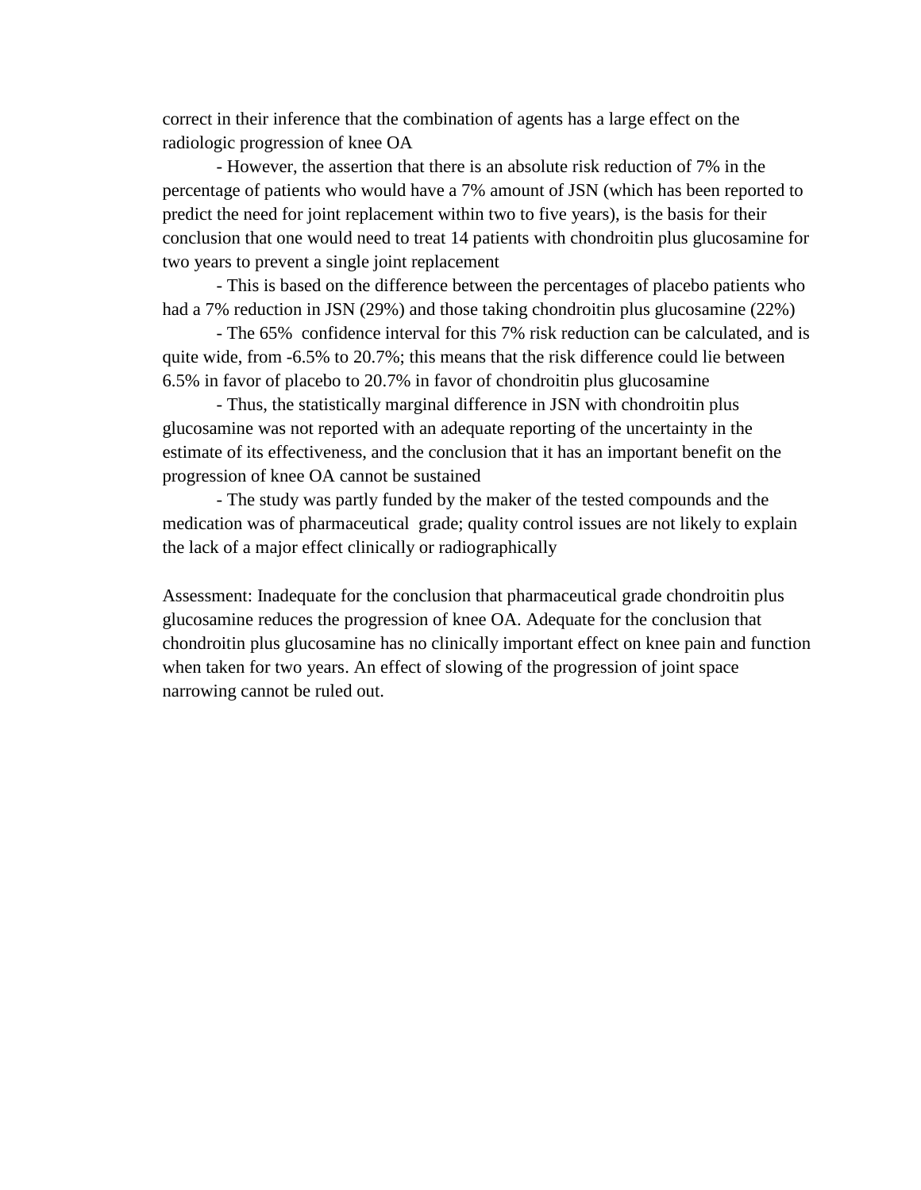correct in their inference that the combination of agents has a large effect on the radiologic progression of knee OA

- However, the assertion that there is an absolute risk reduction of 7% in the percentage of patients who would have a 7% amount of JSN (which has been reported to predict the need for joint replacement within two to five years), is the basis for their conclusion that one would need to treat 14 patients with chondroitin plus glucosamine for two years to prevent a single joint replacement
- This is based on the difference between the percentages of placebo patients who had a 7% reduction in JSN (29%) and those taking chondroitin plus glucosamine (22%)
- The 65% confidence interval for this 7% risk reduction can be calculated, and is quite wide, from -6.5% to 20.7%; this means that the risk difference could lie between 6.5% in favor of placebo to 20.7% in favor of chondroitin plus glucosamine
- Thus, the statistically marginal difference in JSN with chondroitin plus glucosamine was not reported with an adequate reporting of the uncertainty in the estimate of its effectiveness, and the conclusion that it has an important benefit on the progression of knee OA cannot be sustained
- The study was partly funded by the maker of the tested compounds and the medication was of pharmaceutical grade; quality control issues are not likely to explain the lack of a major effect clinically or radiographically

Assessment: Inadequate for the conclusion that pharmaceutical grade chondroitin plus glucosamine reduces the progression of knee OA. Adequate for the conclusion that chondroitin plus glucosamine has no clinically important effect on knee pain and function when taken for two years. An effect of slowing of the progression of joint space narrowing cannot be ruled out.